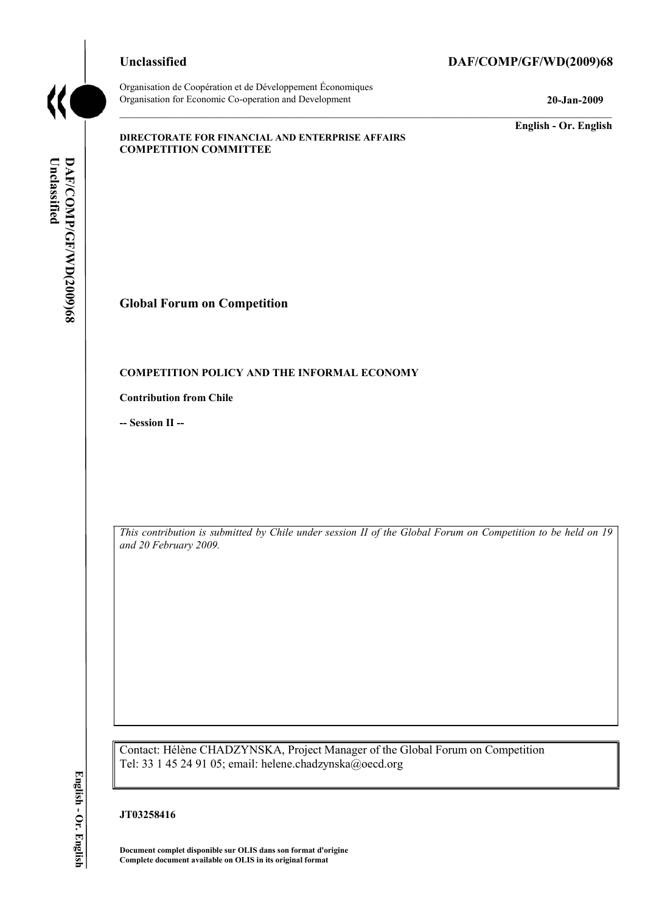Unclassified **DAF/COMP/GF/WD(2009)68**

Organisation de Coopération et de Développement Économiques
Organisation for Economic Co-operation and Development **20-Jan-2009**

**English - Or. English**

**DIRECTORATE FOR FINANCIAL AND ENTERPRISE AFFAIRS**
**COMPETITION COMMITTEE**

# Global Forum on Competition

## COMPETITION POLICY AND THE INFORMAL ECONOMY

**Contribution from Chile**

**-- Session II --**

*This contribution is submitted by Chile under session II of the Global Forum on Competition to be held on 19 and 20 February 2009.*

Contact: Hélène CHADZYNSKA, Project Manager of the Global Forum on Competition
Tel: 33 1 45 24 91 05; email: helene.chadzynska@oecd.org

**JT03258416**

**Document complet disponible sur OLIS dans son format d'origine**
**Complete document available on OLIS in its original format**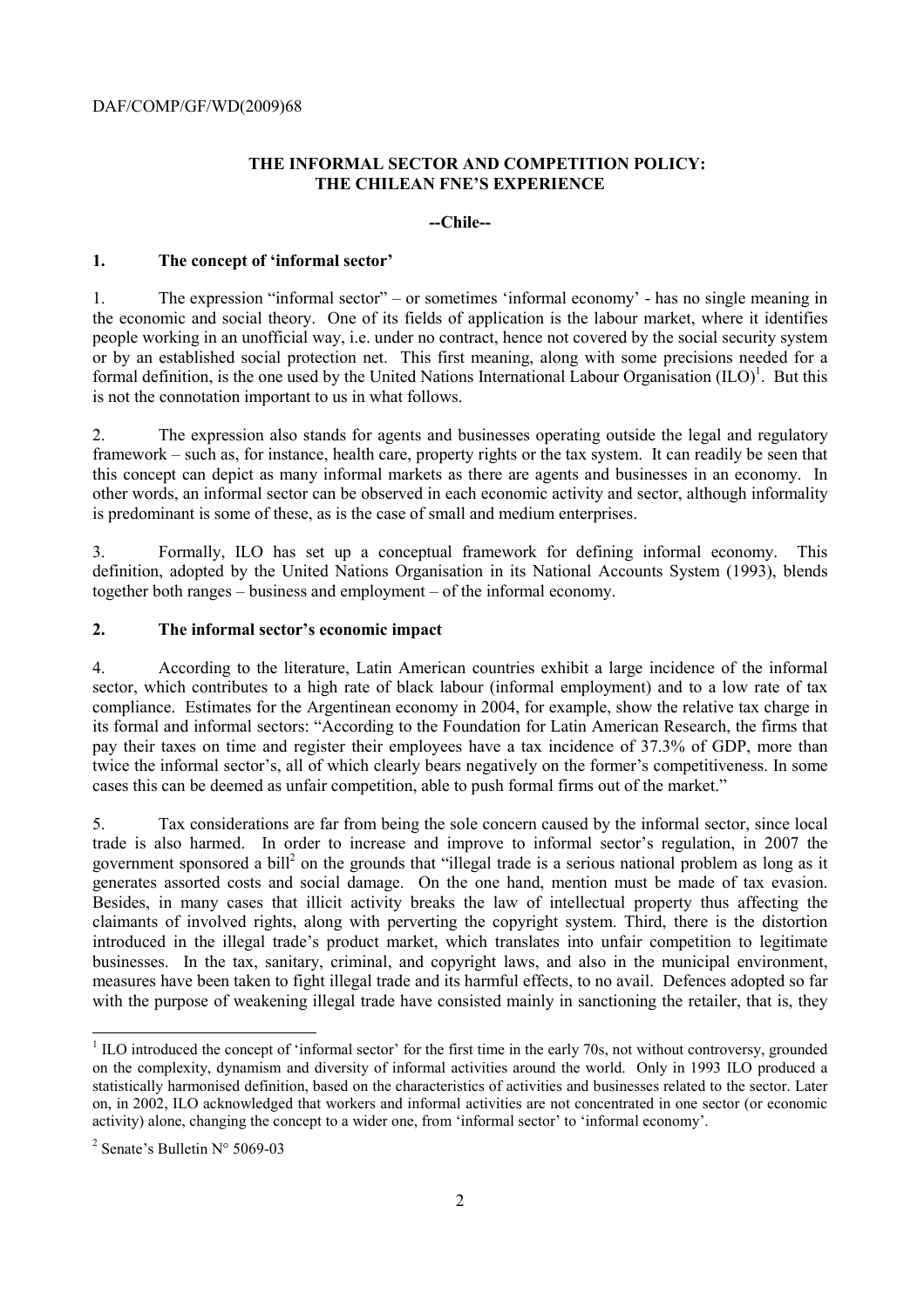**THE INFORMAL SECTOR AND COMPETITION POLICY: THE CHILEAN FNE'S EXPERIENCE**

**--Chile--**

## 1. The concept of 'informal sector'

1. The expression "informal sector" – or sometimes 'informal economy' - has no single meaning in the economic and social theory. One of its fields of application is the labour market, where it identifies people working in an unofficial way, i.e. under no contract, hence not covered by the social security system or by an established social protection net. This first meaning, along with some precisions needed for a formal definition, is the one used by the United Nations International Labour Organisation (ILO)[1]. But this is not the connotation important to us in what follows.

2. The expression also stands for agents and businesses operating outside the legal and regulatory framework – such as, for instance, health care, property rights or the tax system. It can readily be seen that this concept can depict as many informal markets as there are agents and businesses in an economy. In other words, an informal sector can be observed in each economic activity and sector, although informality is predominant is some of these, as is the case of small and medium enterprises.

3. Formally, ILO has set up a conceptual framework for defining informal economy. This definition, adopted by the United Nations Organisation in its National Accounts System (1993), blends together both ranges – business and employment – of the informal economy.

## 2. The informal sector's economic impact

4. According to the literature, Latin American countries exhibit a large incidence of the informal sector, which contributes to a high rate of black labour (informal employment) and to a low rate of tax compliance. Estimates for the Argentinean economy in 2004, for example, show the relative tax charge in its formal and informal sectors: "According to the Foundation for Latin American Research, the firms that pay their taxes on time and register their employees have a tax incidence of 37.3% of GDP, more than twice the informal sector's, all of which clearly bears negatively on the former's competitiveness. In some cases this can be deemed as unfair competition, able to push formal firms out of the market."

5. Tax considerations are far from being the sole concern caused by the informal sector, since local trade is also harmed. In order to increase and improve to informal sector's regulation, in 2007 the government sponsored a bill[2] on the grounds that "illegal trade is a serious national problem as long as it generates assorted costs and social damage. On the one hand, mention must be made of tax evasion. Besides, in many cases that illicit activity breaks the law of intellectual property thus affecting the claimants of involved rights, along with perverting the copyright system. Third, there is the distortion introduced in the illegal trade's product market, which translates into unfair competition to legitimate businesses. In the tax, sanitary, criminal, and copyright laws, and also in the municipal environment, measures have been taken to fight illegal trade and its harmful effects, to no avail. Defences adopted so far with the purpose of weakening illegal trade have consisted mainly in sanctioning the retailer, that is, they

---

[1] ILO introduced the concept of 'informal sector' for the first time in the early 70s, not without controversy, grounded on the complexity, dynamism and diversity of informal activities around the world. Only in 1993 ILO produced a statistically harmonised definition, based on the characteristics of activities and businesses related to the sector. Later on, in 2002, ILO acknowledged that workers and informal activities are not concentrated in one sector (or economic activity) alone, changing the concept to a wider one, from 'informal sector' to 'informal economy'.

[2] Senate's Bulletin N° 5069-03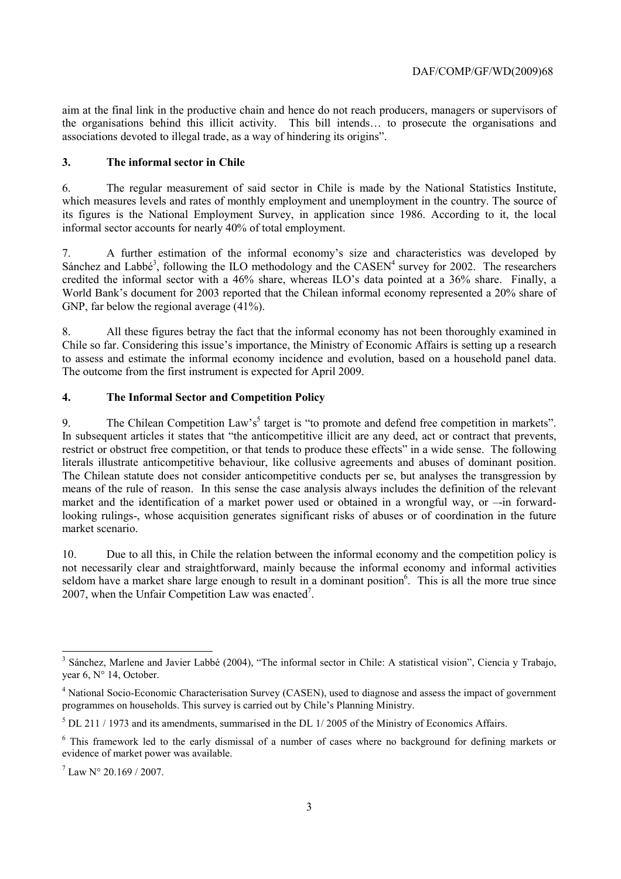aim at the final link in the productive chain and hence do not reach producers, managers or supervisors of the organisations behind this illicit activity. This bill intends… to prosecute the organisations and associations devoted to illegal trade, as a way of hindering its origins".

## 3. The informal sector in Chile

6. The regular measurement of said sector in Chile is made by the National Statistics Institute, which measures levels and rates of monthly employment and unemployment in the country. The source of its figures is the National Employment Survey, in application since 1986. According to it, the local informal sector accounts for nearly 40% of total employment.

7. A further estimation of the informal economy's size and characteristics was developed by Sánchez and Labbé[3], following the ILO methodology and the CASEN[4] survey for 2002. The researchers credited the informal sector with a 46% share, whereas ILO's data pointed at a 36% share. Finally, a World Bank's document for 2003 reported that the Chilean informal economy represented a 20% share of GNP, far below the regional average (41%).

8. All these figures betray the fact that the informal economy has not been thoroughly examined in Chile so far. Considering this issue's importance, the Ministry of Economic Affairs is setting up a research to assess and estimate the informal economy incidence and evolution, based on a household panel data. The outcome from the first instrument is expected for April 2009.

## 4. The Informal Sector and Competition Policy

9. The Chilean Competition Law's[5] target is "to promote and defend free competition in markets". In subsequent articles it states that "the anticompetitive illicit are any deed, act or contract that prevents, restrict or obstruct free competition, or that tends to produce these effects" in a wide sense. The following literals illustrate anticompetitive behaviour, like collusive agreements and abuses of dominant position. The Chilean statute does not consider anticompetitive conducts per se, but analyses the transgression by means of the rule of reason. In this sense the case analysis always includes the definition of the relevant market and the identification of a market power used or obtained in a wrongful way, or –-in forward-looking rulings-, whose acquisition generates significant risks of abuses or of coordination in the future market scenario.

10. Due to all this, in Chile the relation between the informal economy and the competition policy is not necessarily clear and straightforward, mainly because the informal economy and informal activities seldom have a market share large enough to result in a dominant position[6]. This is all the more true since 2007, when the Unfair Competition Law was enacted[7].

---

[3] Sánchez, Marlene and Javier Labbé (2004), "The informal sector in Chile: A statistical vision", Ciencia y Trabajo, year 6, N° 14, October.

[4] National Socio-Economic Characterisation Survey (CASEN), used to diagnose and assess the impact of government programmes on households. This survey is carried out by Chile's Planning Ministry.

[5] DL 211 / 1973 and its amendments, summarised in the DL 1/ 2005 of the Ministry of Economics Affairs.

[6] This framework led to the early dismissal of a number of cases where no background for defining markets or evidence of market power was available.

[7] Law N° 20.169 / 2007.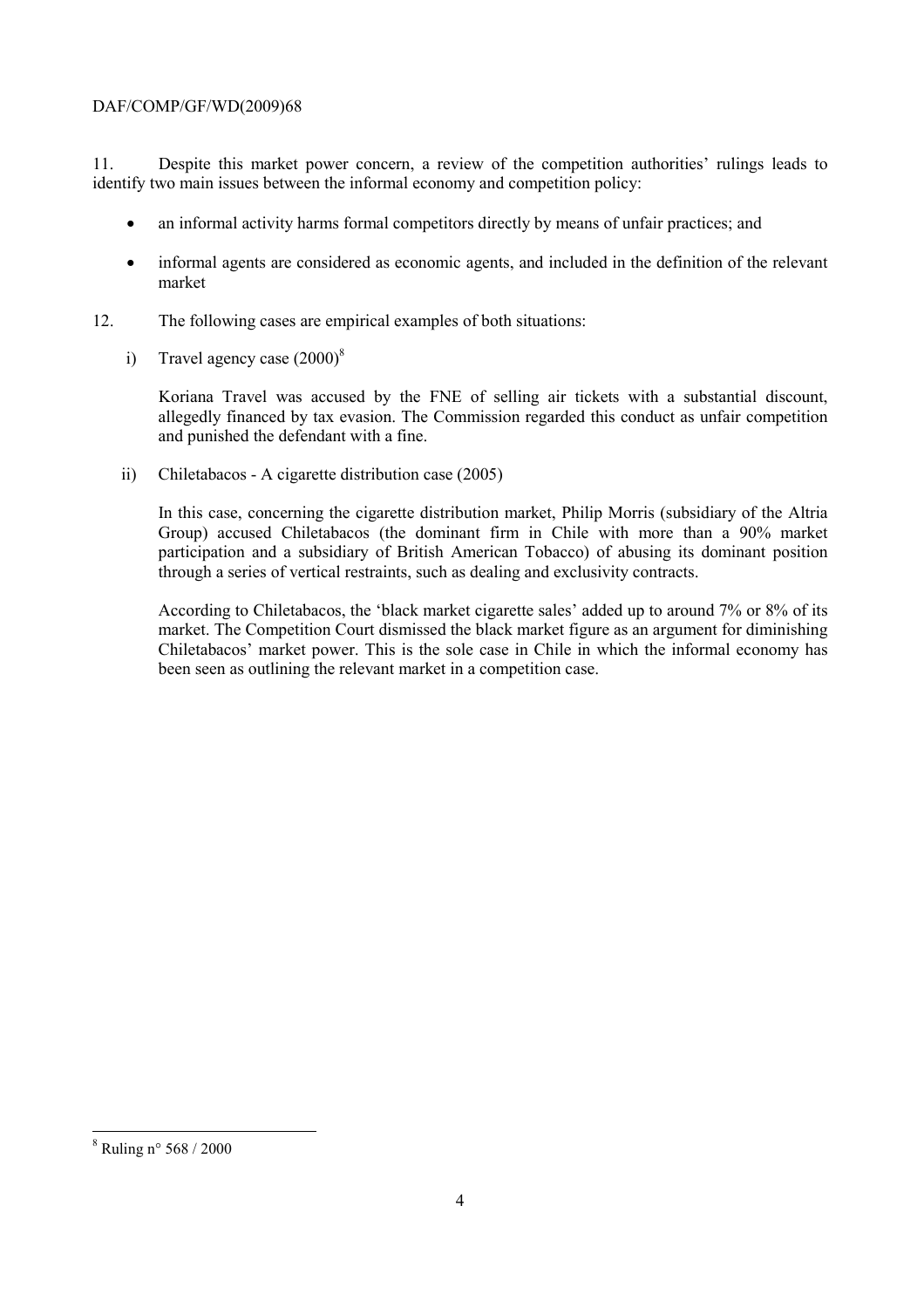11. Despite this market power concern, a review of the competition authorities' rulings leads to identify two main issues between the informal economy and competition policy:

- an informal activity harms formal competitors directly by means of unfair practices; and
- informal agents are considered as economic agents, and included in the definition of the relevant market

12. The following cases are empirical examples of both situations:

i) Travel agency case (2000)[8]

Koriana Travel was accused by the FNE of selling air tickets with a substantial discount, allegedly financed by tax evasion. The Commission regarded this conduct as unfair competition and punished the defendant with a fine.

ii) Chiletabacos - A cigarette distribution case (2005)

In this case, concerning the cigarette distribution market, Philip Morris (subsidiary of the Altria Group) accused Chiletabacos (the dominant firm in Chile with more than a 90% market participation and a subsidiary of British American Tobacco) of abusing its dominant position through a series of vertical restraints, such as dealing and exclusivity contracts.

According to Chiletabacos, the 'black market cigarette sales' added up to around 7% or 8% of its market. The Competition Court dismissed the black market figure as an argument for diminishing Chiletabacos' market power. This is the sole case in Chile in which the informal economy has been seen as outlining the relevant market in a competition case.

[8] Ruling n° 568 / 2000